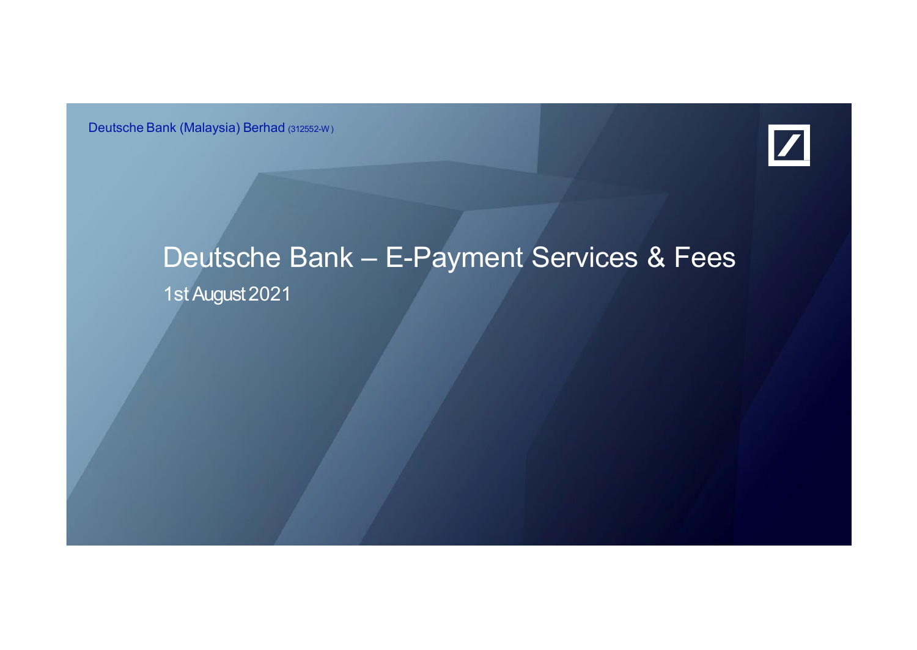Deutsche Bank (Malaysia) Berhad (312552-W)

# Deutsche Bank – E-Payment Services & Fees

1st August 2021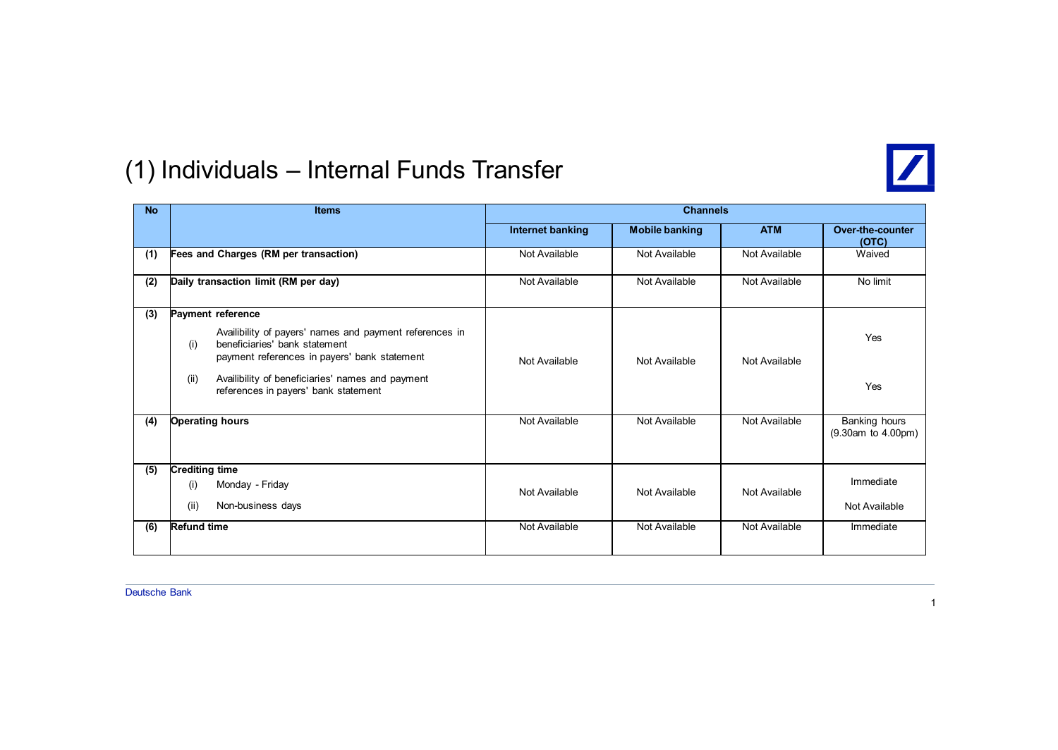# (1) Individuals – Internal Funds Transfer

| No | Items | Channels | | | |
|---|---|---|---|---|---|
| | | Internet banking | Mobile banking | ATM | Over-the-counter (OTC) |
| (1) | **Fees and Charges (RM per transaction)** | Not Available | Not Available | Not Available | Waived |
| (2) | **Daily transaction limit (RM per day)** | Not Available | Not Available | Not Available | No limit |
| (3) | **Payment reference** | | | | |
| | (i) Availibility of payers' names and payment references in beneficiaries' bank statement payment references in payers' bank statement | Not Available | Not Available | Not Available | Yes |
| | (ii) Availibility of beneficiaries' names and payment references in payers' bank statement | | | | Yes |
| (4) | **Operating hours** | Not Available | Not Available | Not Available | Banking hours (9.30am to 4.00pm) |
| (5) | **Crediting time** | | | | |
| | (i) Monday - Friday | Not Available | Not Available | Not Available | Immediate |
| | (ii) Non-business days | | | | Not Available |
| (6) | **Refund time** | Not Available | Not Available | Not Available | Immediate |

Deutsche Bank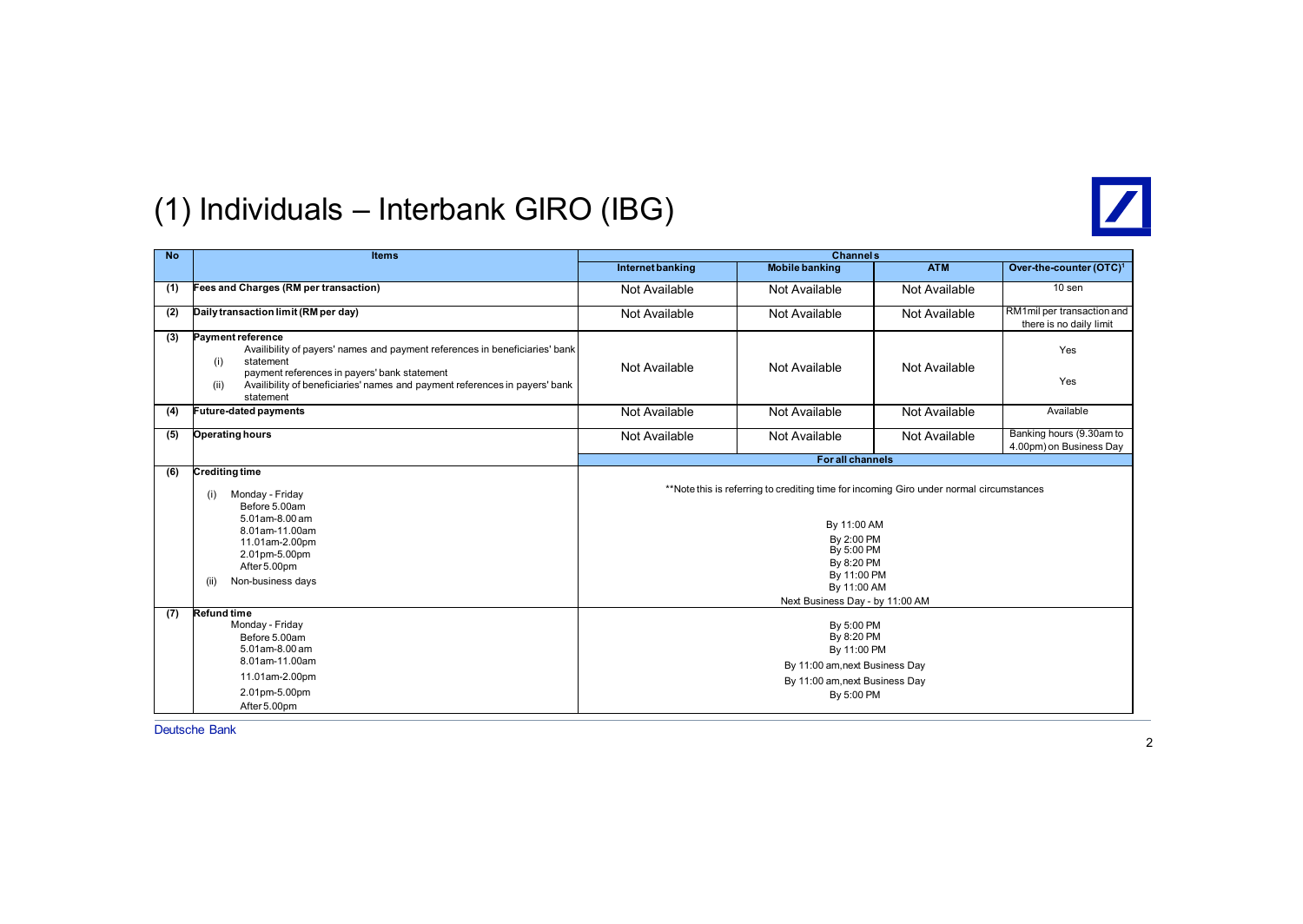# (1) Individuals – Interbank GIRO (IBG)

| No | Items | Channels | | | |
|---|---|---|---|---|---|
| | | Internet banking | Mobile banking | ATM | Over-the-counter (OTC)[1] |
| (1) | **Fees and Charges (RM per transaction)** | Not Available | Not Available | Not Available | 10 sen |
| (2) | **Daily transaction limit (RM per day)** | Not Available | Not Available | Not Available | RM1mil per transaction and there is no daily limit |
| (3) | **Payment reference**<br>(i) Availibility of payers' names and payment references in beneficiaries' bank statement payment references in payers' bank statement<br>(ii) Availibility of beneficiaries' names and payment references in payers' bank statement | Not Available | Not Available | Not Available | Yes<br><br>Yes |
| (4) | **Future-dated payments** | Not Available | Not Available | Not Available | Available |
| (5) | **Operating hours** | Not Available | Not Available | Not Available | Banking hours (9.30am to 4.00pm) on Business Day |
| | | **For all channels** | | | |
| (6) | **Crediting time**<br>(i) Monday - Friday<br>Before 5.00am<br>5.01am-8.00 am<br>8.01am-11.00am<br>11.01am-2.00pm<br>2.01pm-5.00pm<br>After 5.00pm<br>(ii) Non-business days | **Note this is referring to crediting time for incoming Giro under normal circumstances<br><br>By 11:00 AM<br>By 2:00 PM<br>By 5:00 PM<br>By 8:20 PM<br>By 11:00 PM<br>By 11:00 AM<br>Next Business Day - by 11:00 AM | | | |
| (7) | **Refund time**<br>Monday - Friday<br>Before 5.00am<br>5.01am-8.00 am<br>8.01am-11.00am<br>11.01am-2.00pm<br>2.01pm-5.00pm<br>After 5.00pm | By 5:00 PM<br>By 8:20 PM<br>By 11:00 PM<br>By 11:00 am, next Business Day<br>By 11:00 am, next Business Day<br>By 5:00 PM | | | |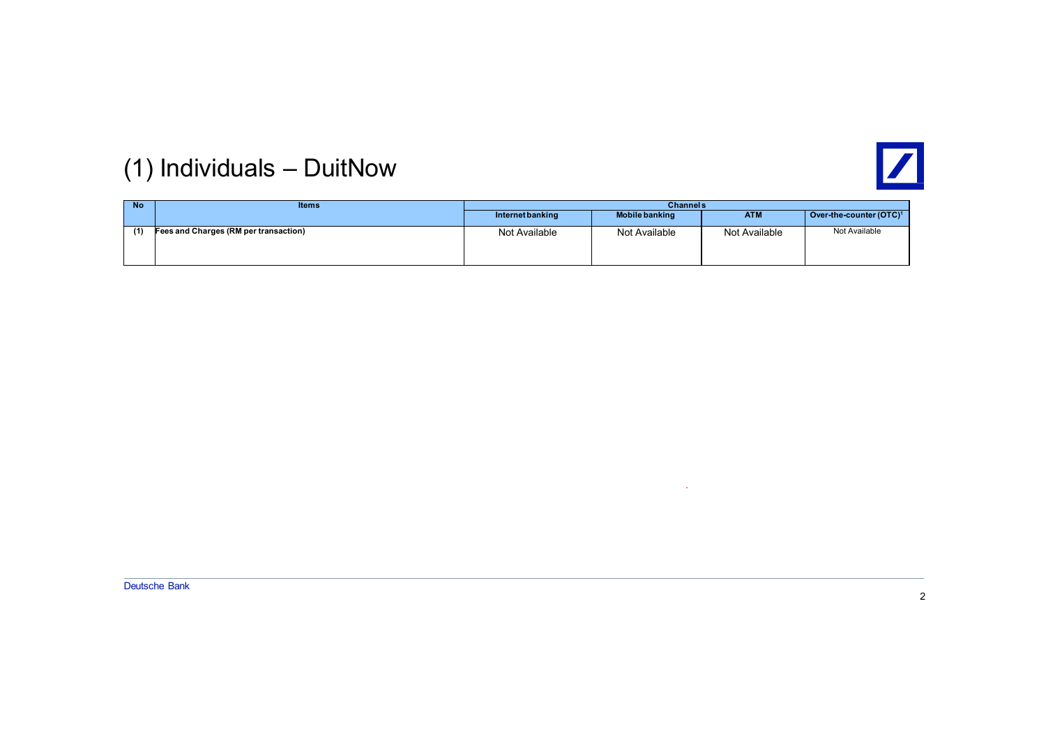# (1) Individuals – DuitNow

| No | Items | Channels | | | |
|---|---|---|---|---|---|
| | | Internet banking | Mobile banking | ATM | Over-the-counter (OTC)[1] |
| (1) | Fees and Charges (RM per transaction) | Not Available | Not Available | Not Available | Not Available |

Deutsche Bank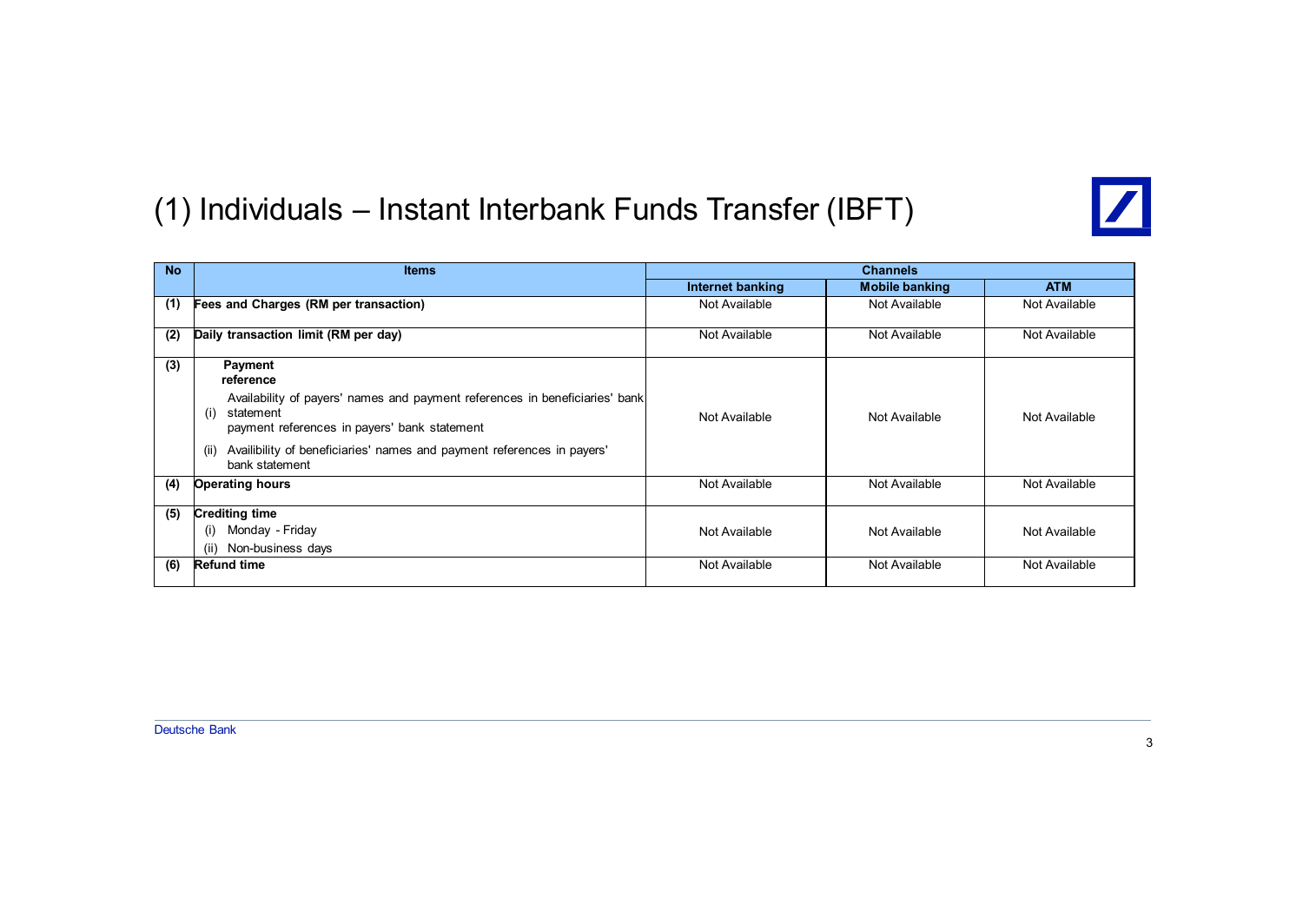# (1) Individuals – Instant Interbank Funds Transfer (IBFT)

| No | Items | Channels | | |
|---|---|---|---|---|
| | | Internet banking | Mobile banking | ATM |
| (1) | **Fees and Charges (RM per transaction)** | Not Available | Not Available | Not Available |
| (2) | **Daily transaction limit (RM per day)** | Not Available | Not Available | Not Available |
| (3) | **Payment reference**<br>(i) Availability of payers' names and payment references in beneficiaries' bank statement payment references in payers' bank statement<br>(ii) Availibility of beneficiaries' names and payment references in payers' bank statement | Not Available | Not Available | Not Available |
| (4) | **Operating hours** | Not Available | Not Available | Not Available |
| (5) | **Crediting time**<br>(i) Monday - Friday<br>(ii) Non-business days | Not Available | Not Available | Not Available |
| (6) | **Refund time** | Not Available | Not Available | Not Available |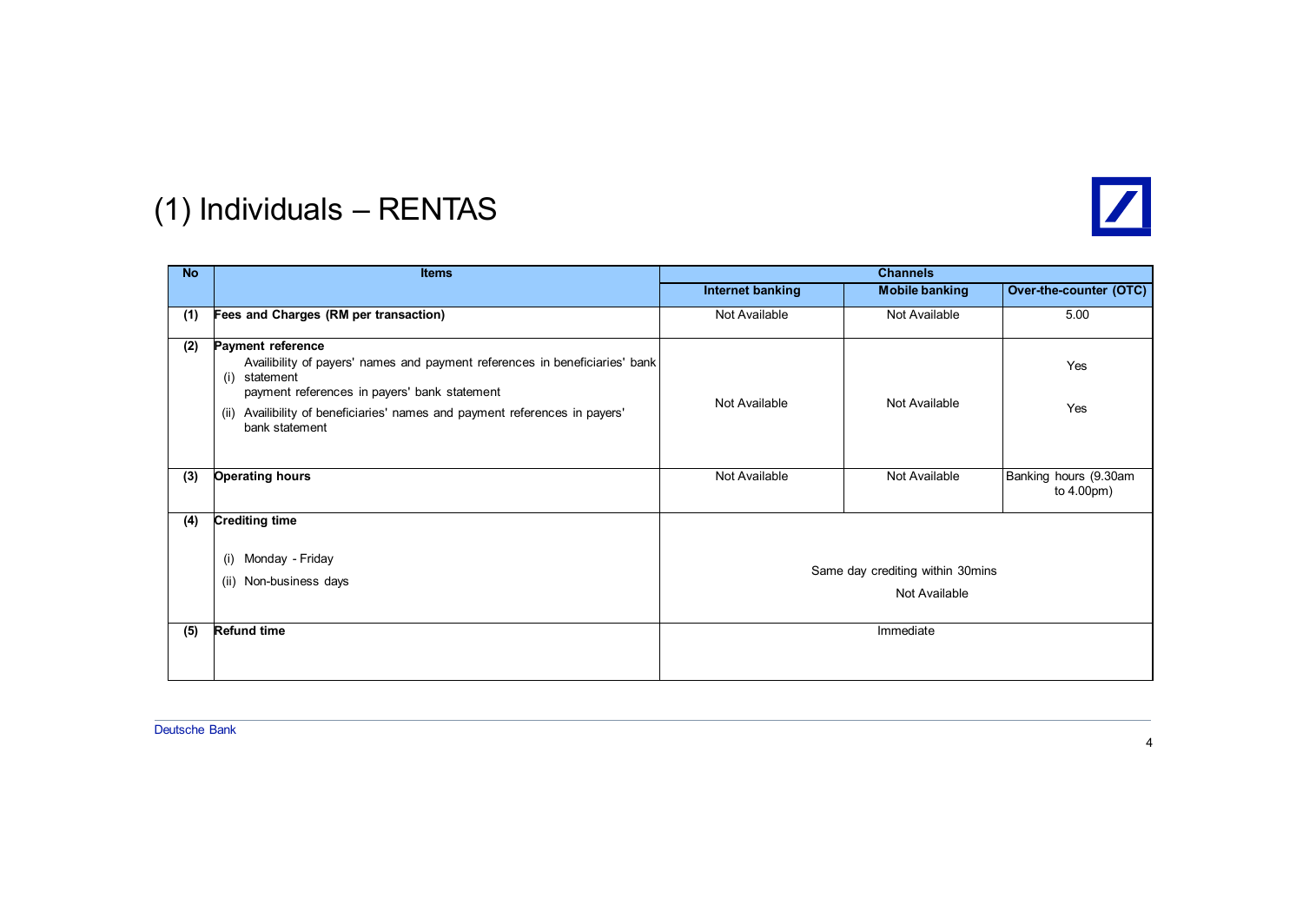# (1) Individuals – RENTAS

| No | Items | Channels | | |
|---|---|---|---|---|
| | | Internet banking | Mobile banking | Over-the-counter (OTC) |
| (1) | **Fees and Charges (RM per transaction)** | Not Available | Not Available | 5.00 |
| (2) | **Payment reference**<br>(i) Availibility of payers' names and payment references in beneficiaries' bank statement<br>payment references in payers' bank statement<br>(ii) Availibility of beneficiaries' names and payment references in payers' bank statement | Not Available | Not Available | Yes<br><br>Yes |
| (3) | **Operating hours** | Not Available | Not Available | Banking hours (9.30am to 4.00pm) |
| (4) | **Crediting time**<br>(i) Monday - Friday<br>(ii) Non-business days | Same day crediting within 30mins<br>Not Available | | |
| (5) | **Refund time** | Immediate | | |

Deutsche Bank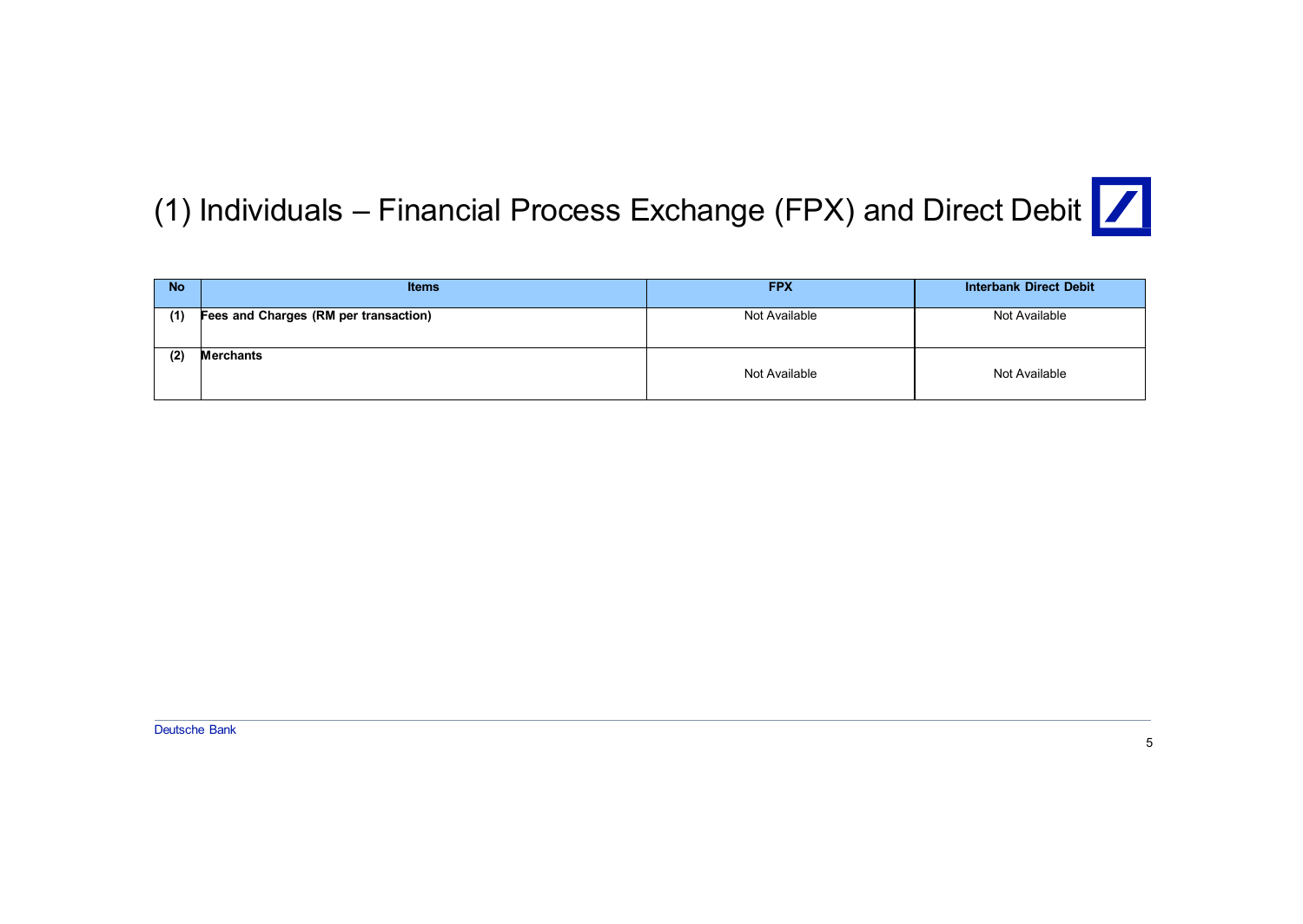# (1) Individuals – Financial Process Exchange (FPX) and Direct Debit

| No | Items | FPX | Interbank Direct Debit |
|---|---|---|---|
| (1) | **Fees and Charges (RM per transaction)** | Not Available | Not Available |
| (2) | **Merchants** | Not Available | Not Available |

Deutsche Bank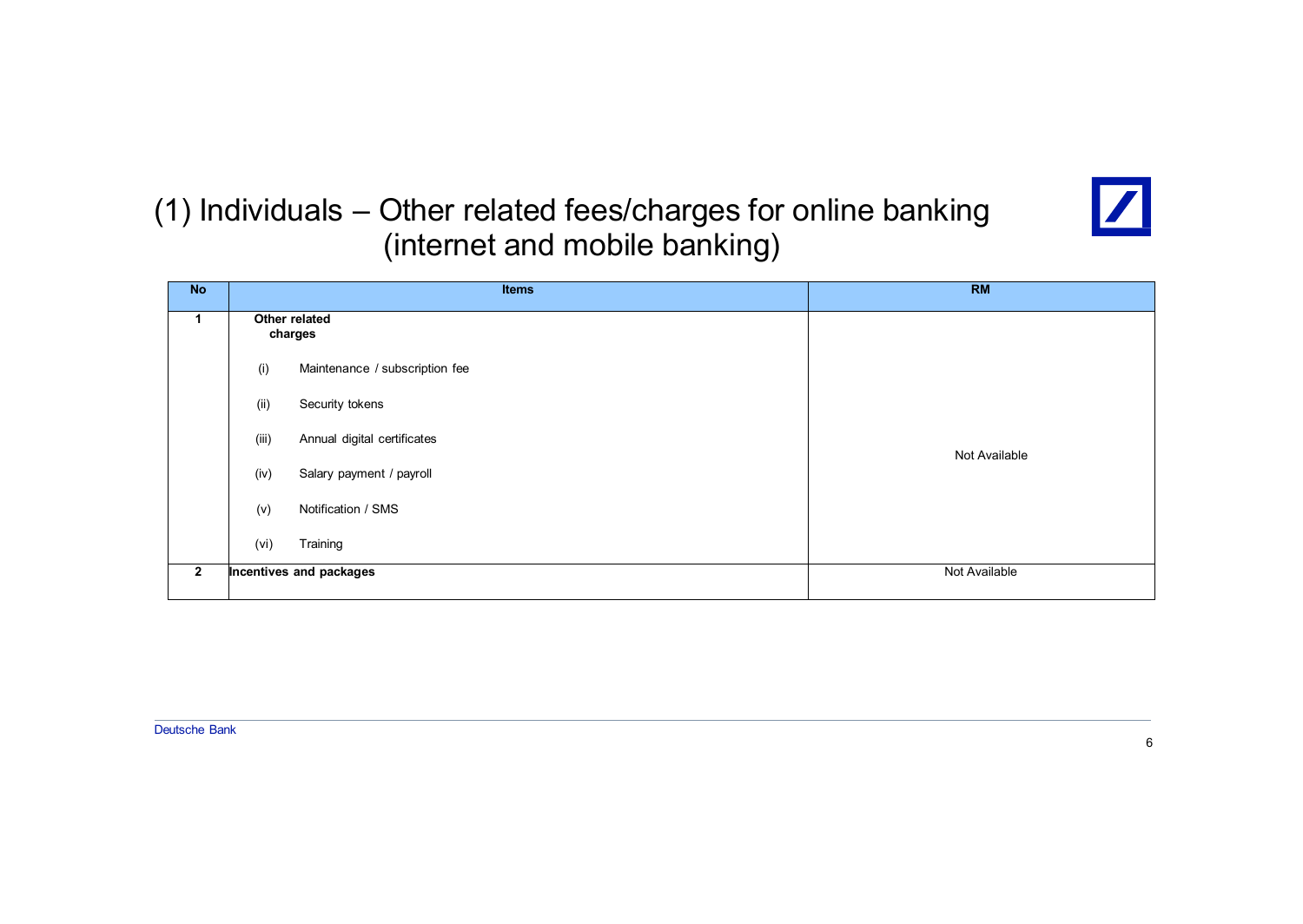# (1) Individuals – Other related fees/charges for online banking (internet and mobile banking)

| No | Items | RM |
|---|---|---|
| 1 | **Other related charges**<br><br>(i) Maintenance / subscription fee<br><br>(ii) Security tokens<br><br>(iii) Annual digital certificates<br><br>(iv) Salary payment / payroll<br><br>(v) Notification / SMS<br><br>(vi) Training | Not Available |
| 2 | **Incentives and packages** | Not Available |

Deutsche Bank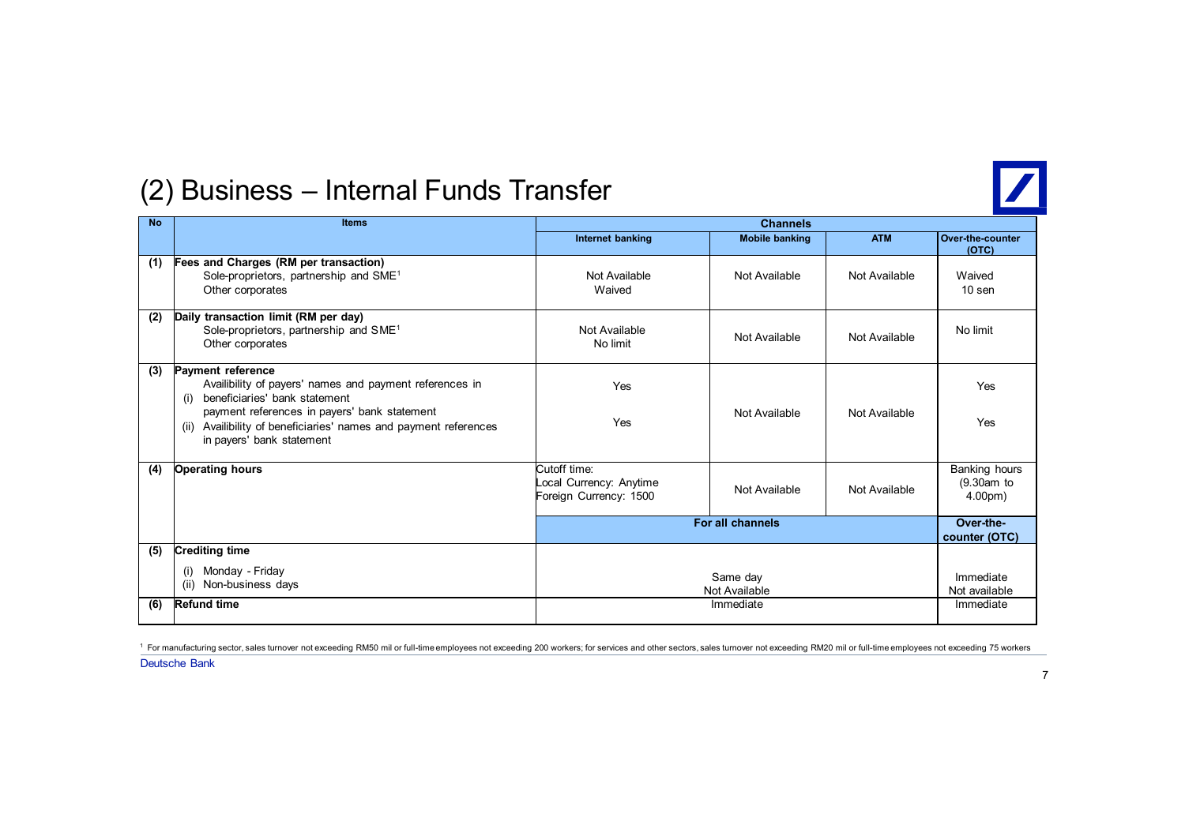# (2) Business – Internal Funds Transfer

| No | Items | Channels | | | |
|---|---|---|---|---|---|
| | | Internet banking | Mobile banking | ATM | Over-the-counter (OTC) |
| (1) | **Fees and Charges (RM per transaction)**<br>Sole-proprietors, partnership and SME[1]<br>Other corporates | Not Available<br>Waived | Not Available | Not Available | Waived<br>10 sen |
| (2) | **Daily transaction limit (RM per day)**<br>Sole-proprietors, partnership and SME[1]<br>Other corporates | Not Available<br>No limit | Not Available | Not Available | No limit |
| (3) | **Payment reference**<br>(i) Availibility of payers' names and payment references in beneficiaries' bank statement<br>(ii) Availibility of beneficiaries' names and payment references payment references in payers' bank statement | Yes<br><br>Yes | Not Available | Not Available | Yes<br><br>Yes |
| (4) | **Operating hours** | Cutoff time:<br>Local Currency: Anytime<br>Foreign Currency: 1500 | Not Available | Not Available | Banking hours (9.30am to 4.00pm) |
| | | **For all channels** | | | **Over-the-counter (OTC)** |
| (5) | **Crediting time**<br>(i) Monday - Friday<br>(ii) Non-business days | Same day<br>Not Available | | | Immediate<br>Not available |
| (6) | **Refund time** | Immediate | | | Immediate |

[1] For manufacturing sector, sales turnover not exceeding RM50 mil or full-time employees not exceeding 200 workers; for services and other sectors, sales turnover not exceeding RM20 mil or full-time employees not exceeding 75 workers

Deutsche Bank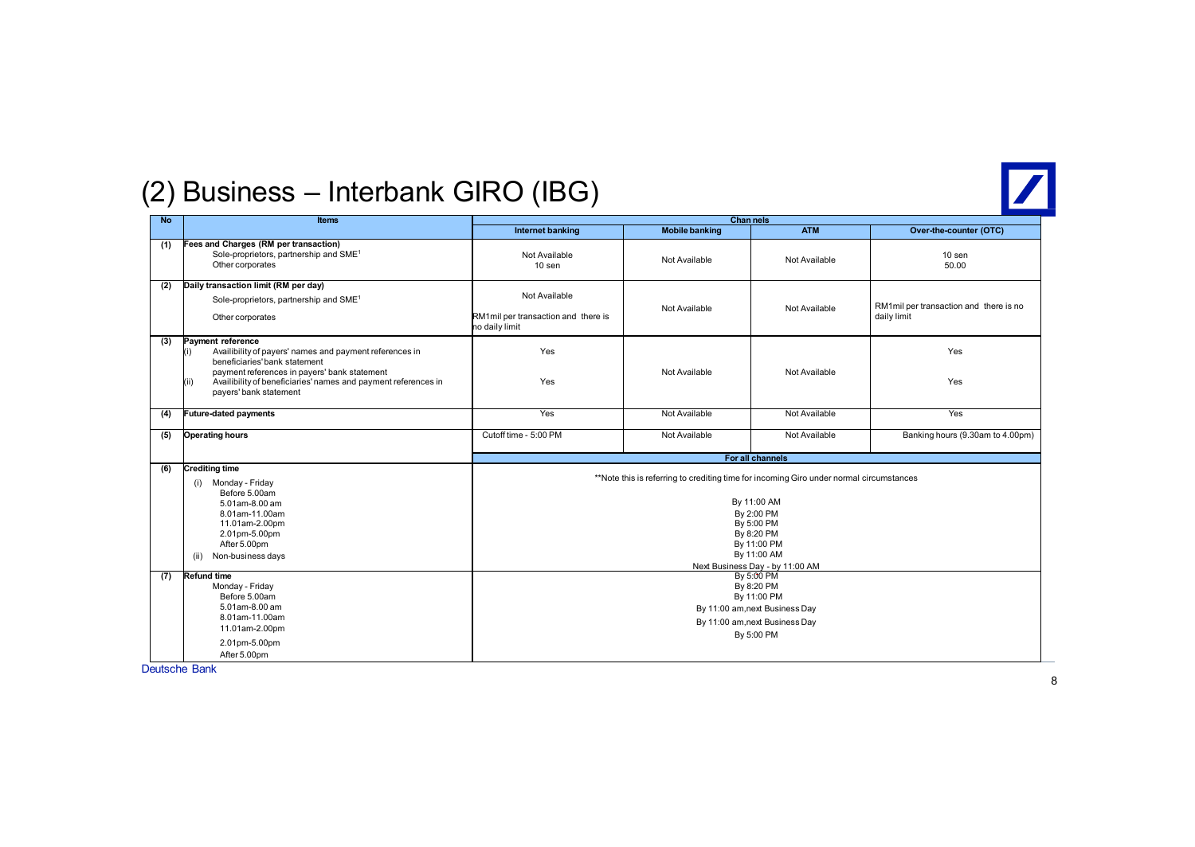# (2) Business – Interbank GIRO (IBG)

| No | Items | Channels | | | |
|---|---|---|---|---|---|
| | | Internet banking | Mobile banking | ATM | Over-the-counter (OTC) |
| (1) | **Fees and Charges (RM per transaction)**<br>Sole-proprietors, partnership and SME[1]<br>Other corporates | Not Available<br>10 sen | Not Available | Not Available | 10 sen<br>50.00 |
| (2) | **Daily transaction limit (RM per day)**<br>Sole-proprietors, partnership and SME[1]<br>Other corporates | Not Available<br>RM1mil per transaction and there is no daily limit | Not Available | Not Available | RM1mil per transaction and there is no daily limit |
| (3) | **Payment reference**<br>(i) Availibility of payers' names and payment references in beneficiaries' bank statement<br>payment references in payers' bank statement<br>(ii) Availibility of beneficiaries' names and payment references in payers' bank statement | Yes<br>Yes | Not Available | Not Available | Yes<br>Yes |
| (4) | **Future-dated payments** | Yes | Not Available | Not Available | Yes |
| (5) | **Operating hours** | Cutoff time - 5:00 PM | Not Available | Not Available | Banking hours (9.30am to 4.00pm) |
| | | For all channels | | | |
| (6) | **Crediting time**<br>(i) Monday - Friday<br>Before 5.00am<br>5.01am-8.00 am<br>8.01am-11.00am<br>11.01am-2.00pm<br>2.01pm-5.00pm<br>After 5.00pm<br>(ii) Non-business days | **Note this is referring to crediting time for incoming Giro under normal circumstances<br>By 11:00 AM<br>By 2:00 PM<br>By 5:00 PM<br>By 8:20 PM<br>By 11:00 PM<br>By 11:00 AM<br>Next Business Day - by 11:00 AM | | | |
| (7) | **Refund time**<br>Monday - Friday<br>Before 5.00am<br>5.01am-8.00 am<br>8.01am-11.00am<br>11.01am-2.00pm<br>2.01pm-5.00pm<br>After 5.00pm | By 5:00 PM<br>By 8:20 PM<br>By 11:00 PM<br>By 11:00 am,next Business Day<br>By 11:00 am,next Business Day<br>By 5:00 PM | | | |

Deutsche Bank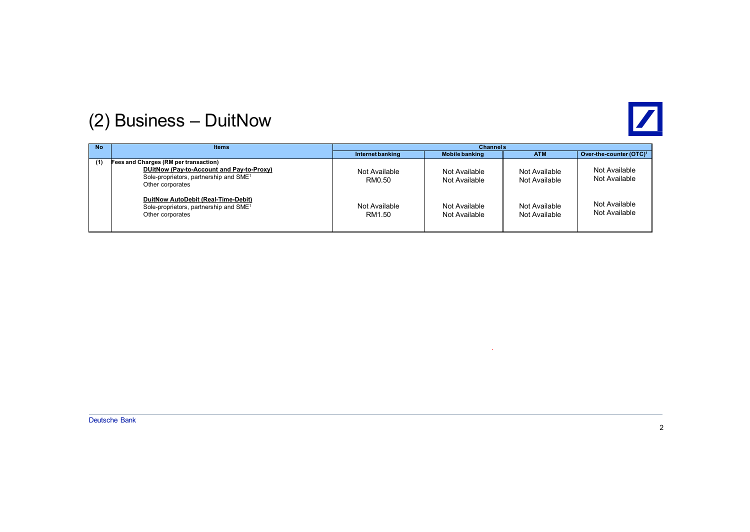# (2) Business – DuitNow

| No | Items | Channels | | | |
|---|---|---|---|---|---|
| | | Internet banking | Mobile banking | ATM | Over-the-counter (OTC)[1] |
| (1) | **Fees and Charges (RM per transaction)** | | | | |
| | **DUitNow (Pay-to-Account and Pay-to-Proxy)** | | | | |
| | Sole-proprietors, partnership and SME[1] | Not Available | Not Available | Not Available | Not Available |
| | Other corporates | RM0.50 | Not Available | Not Available | Not Available |
| | **DuitNow AutoDebit (Real-Time-Debit)** | | | | |
| | Sole-proprietors, partnership and SME[1] | Not Available | Not Available | Not Available | Not Available |
| | Other corporates | RM1.50 | Not Available | Not Available | Not Available |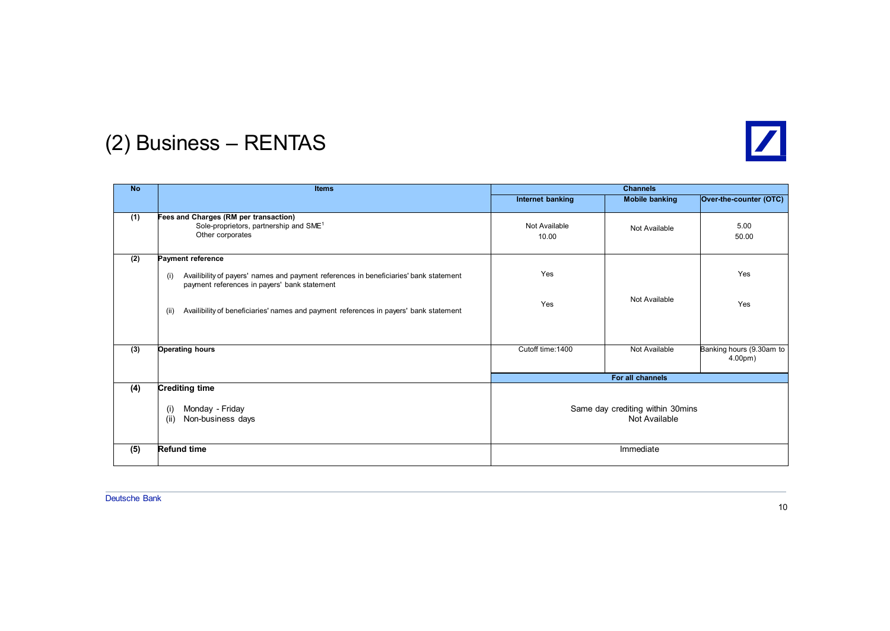# (2) Business – RENTAS

| No | Items | Channels | | |
|---|---|---|---|---|
| | | Internet banking | Mobile banking | Over-the-counter (OTC) |
| (1) | **Fees and Charges (RM per transaction)**<br>Sole-proprietors, partnership and SME[1]<br>Other corporates | Not Available<br>10.00 | Not Available | 5.00<br>50.00 |
| (2) | **Payment reference**<br>(i) Availibility of payers' names and payment references in beneficiaries' bank statement payment references in payers' bank statement<br>(ii) Availibility of beneficiaries' names and payment references in payers' bank statement | Yes<br>Yes | Not Available | Yes<br>Yes |
| (3) | **Operating hours** | Cutoff time:1400 | Not Available | Banking hours (9.30am to 4.00pm) |
| | | For all channels | | |
| (4) | **Crediting time**<br>(i) Monday - Friday<br>(ii) Non-business days | Same day crediting within 30mins<br>Not Available | | |
| (5) | **Refund time** | Immediate | | |

Deutsche Bank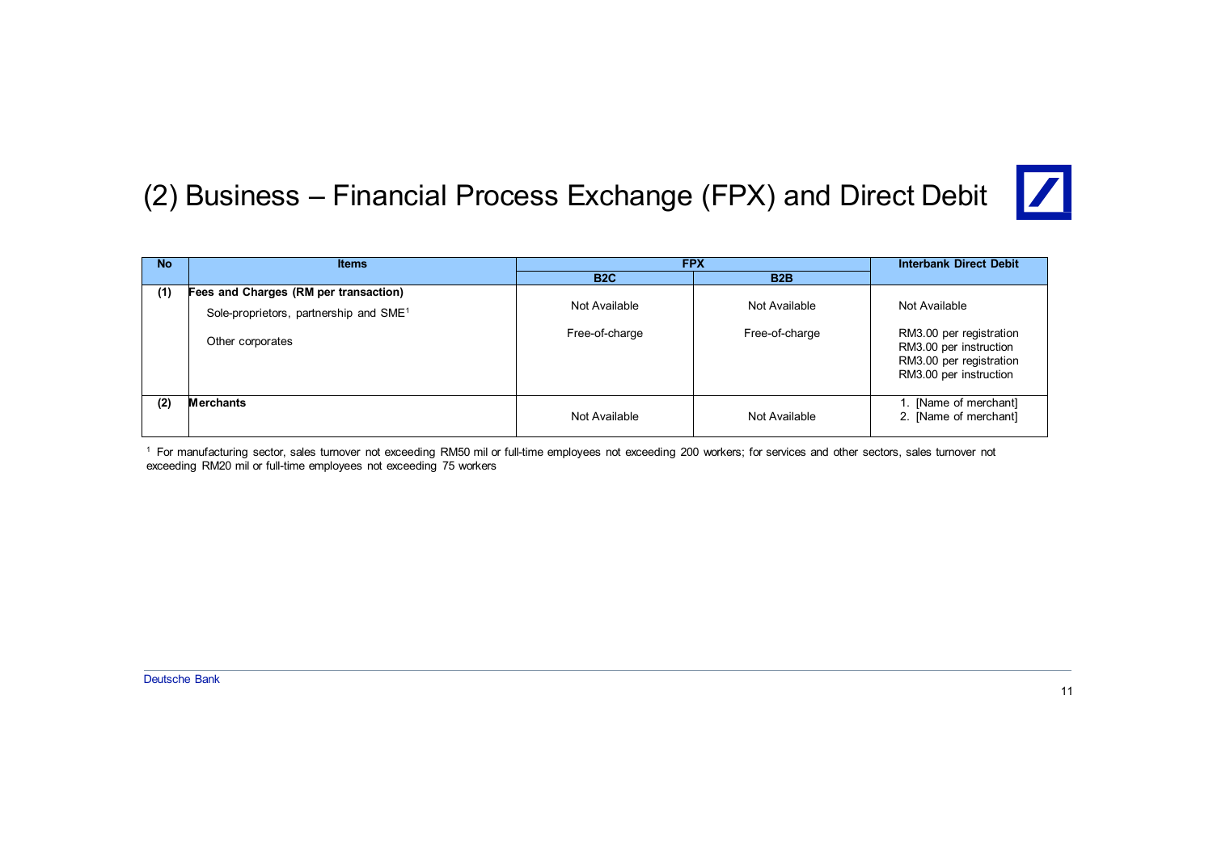# (2) Business – Financial Process Exchange (FPX) and Direct Debit

| No | Items | FPX | | Interbank Direct Debit |
|---|---|---|---|---|
| | | B2C | B2B | |
| (1) | **Fees and Charges (RM per transaction)** | | | |
| | Sole-proprietors, partnership and SME[1] | Not Available | Not Available | Not Available |
| | Other corporates | Free-of-charge | Free-of-charge | RM3.00 per registration<br>RM3.00 per instruction<br>RM3.00 per registration<br>RM3.00 per instruction |
| (2) | **Merchants** | Not Available | Not Available | 1. [Name of merchant]<br>2. [Name of merchant] |

[1] For manufacturing sector, sales turnover not exceeding RM50 mil or full-time employees not exceeding 200 workers; for services and other sectors, sales turnover not exceeding RM20 mil or full-time employees not exceeding 75 workers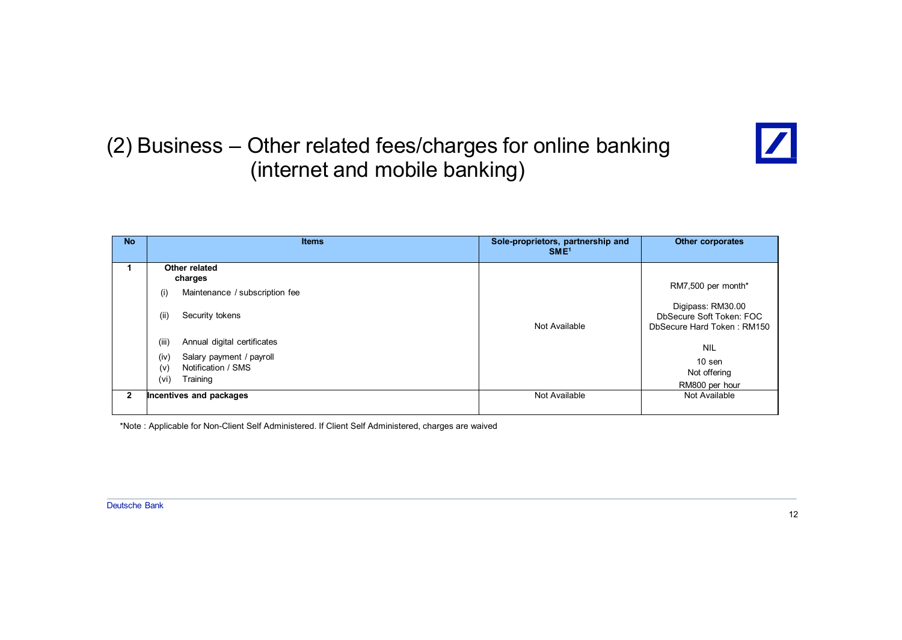# (2) Business – Other related fees/charges for online banking (internet and mobile banking)

| No | Items | Sole-proprietors, partnership and SME[1] | Other corporates |
|---|---|---|---|
| 1 | **Other related charges** | | |
| | (i) Maintenance / subscription fee | Not Available | RM7,500 per month* |
| | (ii) Security tokens | Not Available | Digipass: RM30.00<br>DbSecure Soft Token: FOC<br>DbSecure Hard Token : RM150 |
| | (iii) Annual digital certificates | Not Available | NIL |
| | (iv) Salary payment / payroll | Not Available | 10 sen |
| | (v) Notification / SMS | Not Available | Not offering |
| | (vi) Training | Not Available | RM800 per hour |
| 2 | **Incentives and packages** | Not Available | Not Available |

*Note : Applicable for Non-Client Self Administered. If Client Self Administered, charges are waived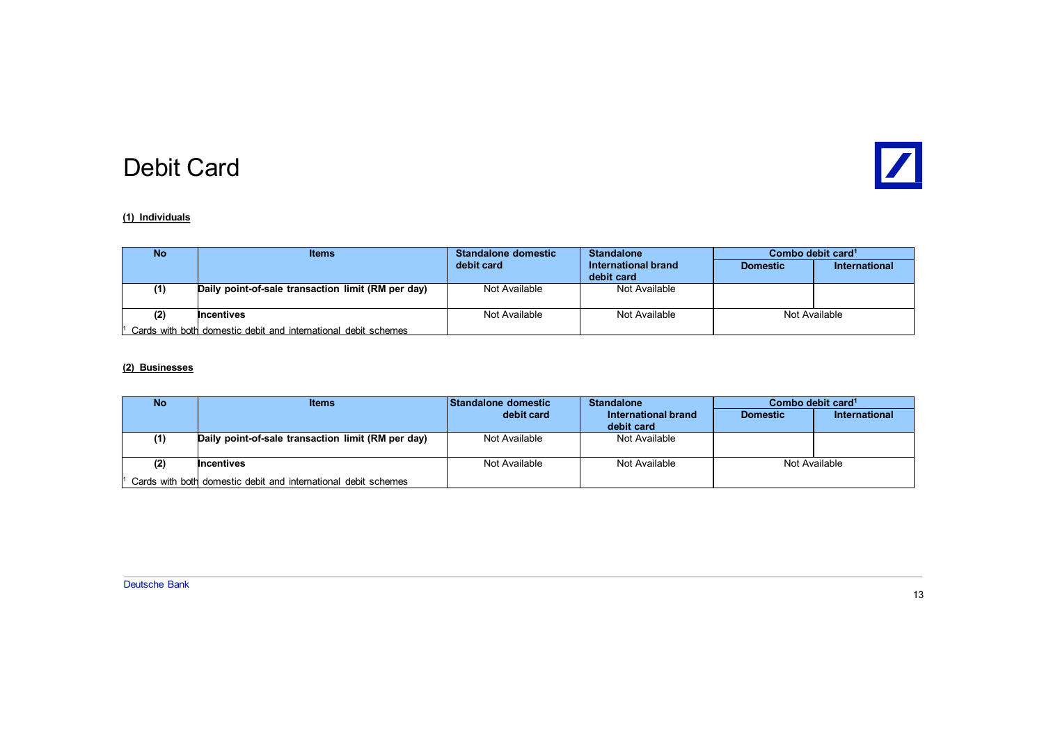# Debit Card

**(1) Individuals**

| No | Items | Standalone domestic debit card | Standalone International brand debit card | Combo debit card[1] | |
|---|---|---|---|---|---|
| | | | | Domestic | International |
| (1) | **Daily point-of-sale transaction limit (RM per day)** | Not Available | Not Available | | |
| (2) | **Incentives** | Not Available | Not Available | Not Available | |

[1] Cards with both domestic debit and international debit schemes

**(2) Businesses**

| No | Items | Standalone domestic debit card | Standalone International brand debit card | Combo debit card[1] | |
|---|---|---|---|---|---|
| | | | | Domestic | International |
| (1) | **Daily point-of-sale transaction limit (RM per day)** | Not Available | Not Available | | |
| (2) | **Incentives** | Not Available | Not Available | Not Available | |

[1] Cards with both domestic debit and international debit schemes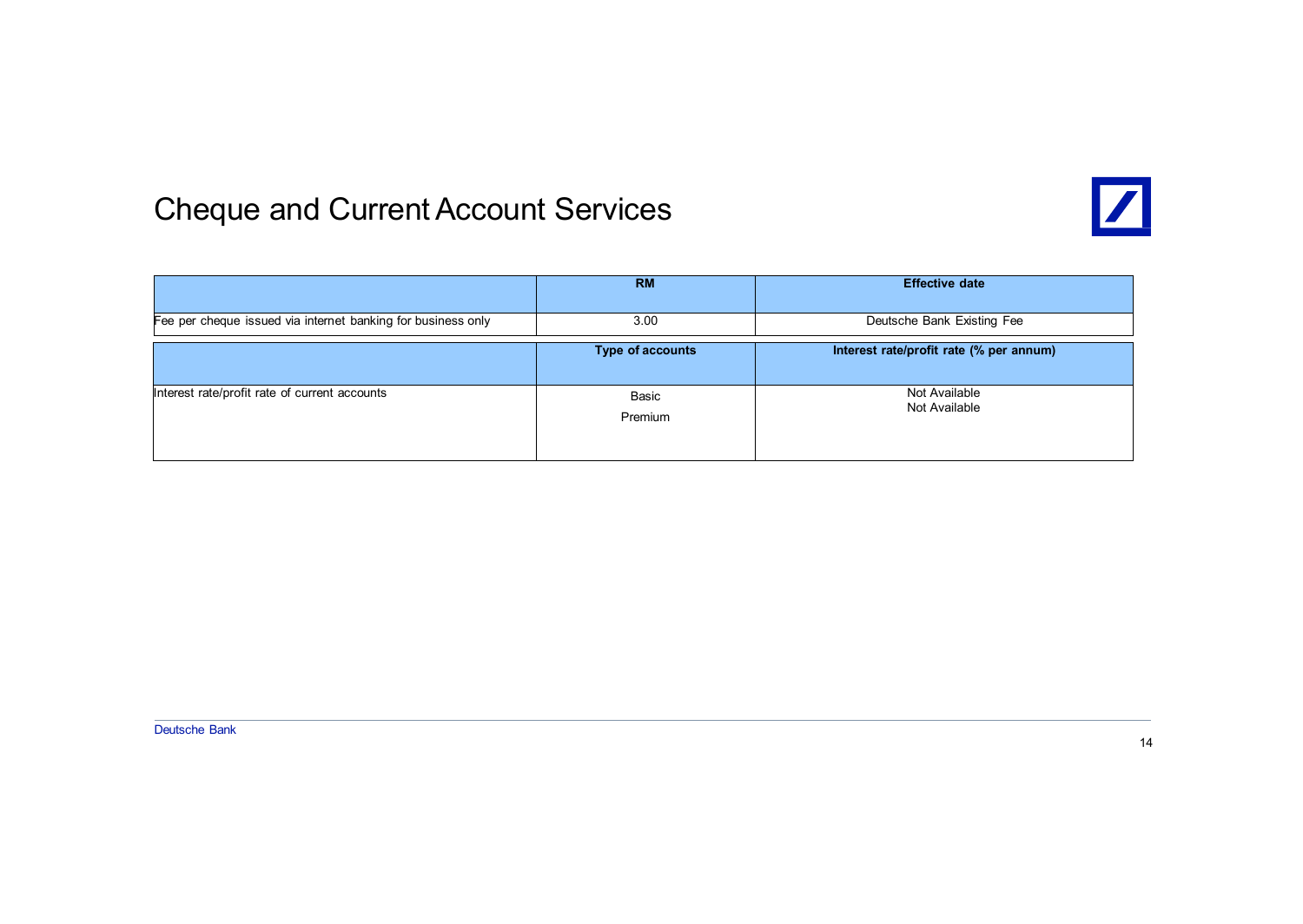# Cheque and Current Account Services

| | RM | Effective date |
|---|---|---|
| Fee per cheque issued via internet banking for business only | 3.00 | Deutsche Bank Existing Fee |

| | Type of accounts | Interest rate/profit rate (% per annum) |
|---|---|---|
| Interest rate/profit rate of current accounts | Basic<br>Premium | Not Available<br>Not Available |

Deutsche Bank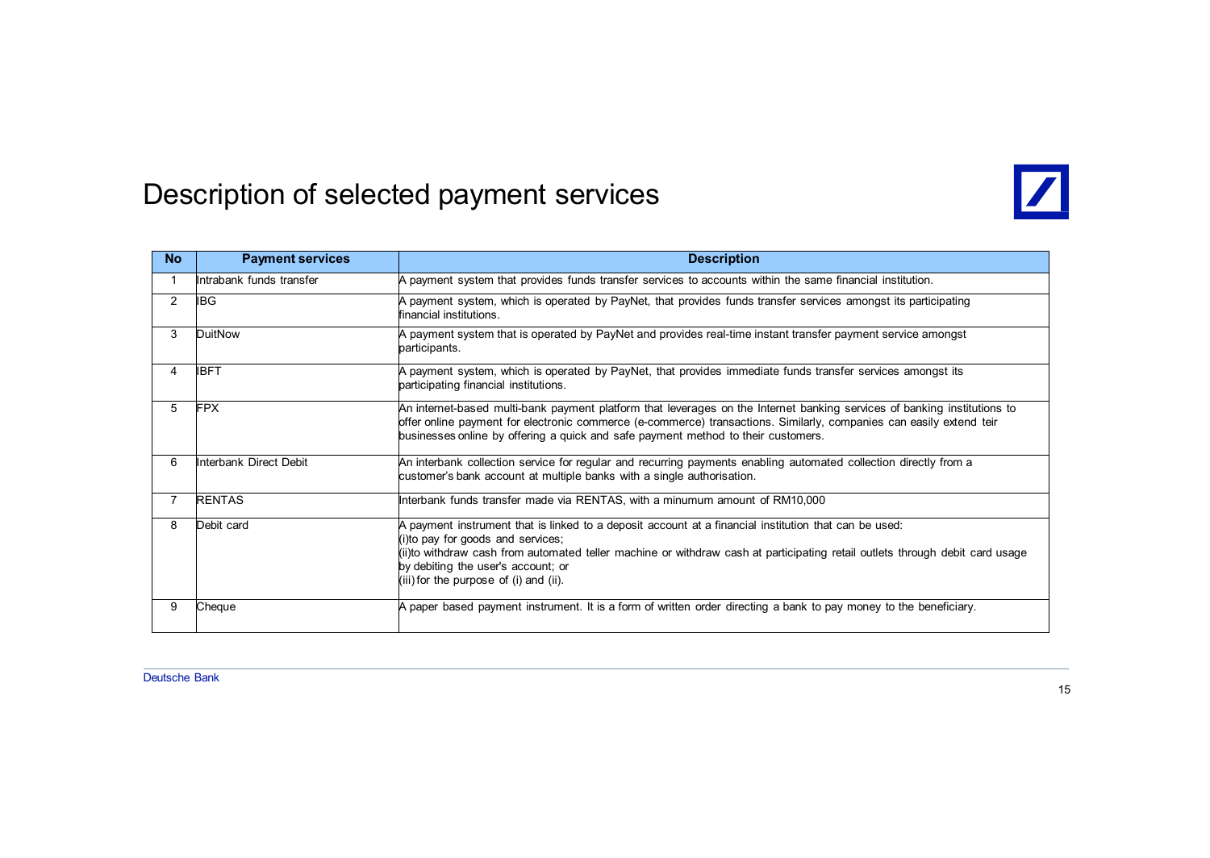# Description of selected payment services

| No | Payment services | Description |
|---|---|---|
| 1 | Intrabank funds transfer | A payment system that provides funds transfer services to accounts within the same financial institution. |
| 2 | IBG | A payment system, which is operated by PayNet, that provides funds transfer services amongst its participating financial institutions. |
| 3 | DuitNow | A payment system that is operated by PayNet and provides real-time instant transfer payment service amongst participants. |
| 4 | IBFT | A payment system, which is operated by PayNet, that provides immediate funds transfer services amongst its participating financial institutions. |
| 5 | FPX | An internet-based multi-bank payment platform that leverages on the Internet banking services of banking institutions to offer online payment for electronic commerce (e-commerce) transactions. Similarly, companies can easily extend teir businesses online by offering a quick and safe payment method to their customers. |
| 6 | Interbank Direct Debit | An interbank collection service for regular and recurring payments enabling automated collection directly from a customer's bank account at multiple banks with a single authorisation. |
| 7 | RENTAS | Interbank funds transfer made via RENTAS, with a minumum amount of RM10,000 |
| 8 | Debit card | A payment instrument that is linked to a deposit account at a financial institution that can be used:<br>(i)to pay for goods and services;<br>(ii)to withdraw cash from automated teller machine or withdraw cash at participating retail outlets through debit card usage by debiting the user's account; or<br>(iii) for the purpose of (i) and (ii). |
| 9 | Cheque | A paper based payment instrument. It is a form of written order directing a bank to pay money to the beneficiary. |

Deutsche Bank